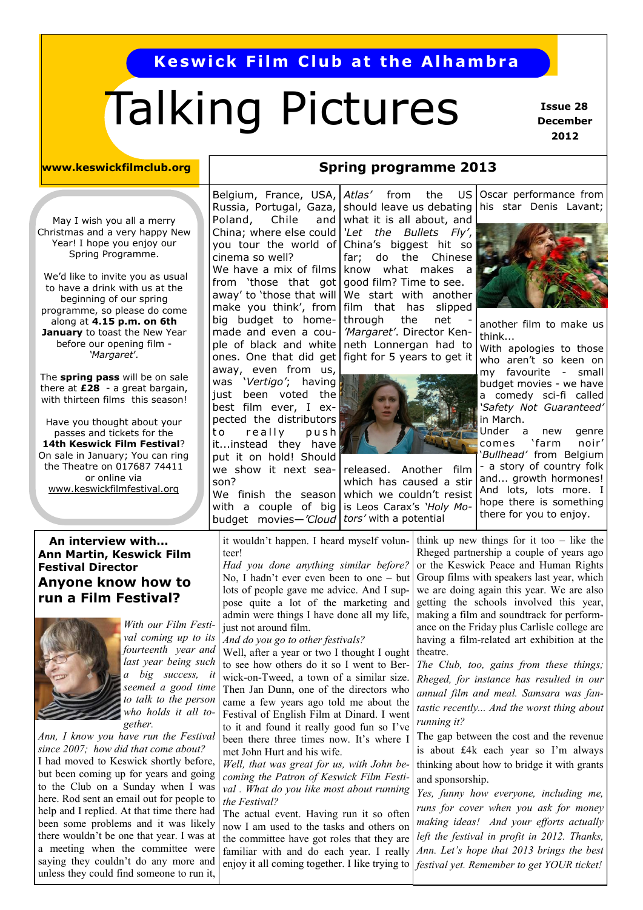**Keswick Film Club at the Alhambra**

# Talking Pictures

**Issue 28**
**December 2012**

**www.keswickfilmclub.org**

May I wish you all a merry Christmas and a very happy New Year! I hope you enjoy our Spring Programme.

We'd like to invite you as usual to have a drink with us at the beginning of our spring programme, so please do come along at **4.15 p.m. on 6th January** to toast the New Year before our opening film - *'Margaret'*.

The **spring pass** will be on sale there at **£28** - a great bargain, with thirteen films this season!

Have you thought about your passes and tickets for the **14th Keswick Film Festival**? On sale in January; You can ring the Theatre on 017687 74411 or online via www.keswickfilmfestival.org

## Spring programme 2013

Belgium, France, USA, Russia, Portugal, Gaza, Poland, Chile and China; where else could you tour the world of cinema so well?

We have a mix of films from 'those that got away' to 'those that will make you think', from big budget to home-made and even a couple of black and white ones. One that did get away, even from us, was *'Vertigo'*; having just been voted the best film ever, I expected the distributors to really push it...instead they have put it on hold! Should we show it next season?

We finish the season with a couple of big budget movies—*'Cloud Atlas'* from the US should leave us debating what it is all about, and *'Let the Bullets Fly'*, China's biggest hit so far; do the Chinese know what makes a good film? Time to see.

We start with another film that has slipped through the net - *'Margaret'*. Director Kenneth Lonergan had to fight for 5 years to get it released. Another film which has caused a stir which we couldn't resist is Leos Carax's *'Holy Motors'* with a potential Oscar performance from his star Denis Lavant; another film to make us think...

With apologies to those who aren't so keen on my favourite - small budget movies - we have a comedy sci-fi called *'Safety Not Guaranteed'* in March.

Under a new genre comes 'farm noir' *'Bullhead'* from Belgium - a story of country folk and... growth hormones! And lots, lots more. I hope there is something there for you to enjoy.

## An interview with... Ann Martin, Keswick Film Festival Director

## Anyone know how to run a Film Festival?

*With our Film Festival coming up to its fourteenth year and last year being such a big success, it seemed a good time to talk to the person who holds it all together.*

*Ann, I know you have run the Festival since 2007; how did that come about?*

I had moved to Keswick shortly before, but been coming up for years and going to the Club on a Sunday when I was here. Rod sent an email out for people to help and I replied. At that time there had been some problems and it was likely there wouldn't be one that year. I was at a meeting when the committee were saying they couldn't do any more and unless they could find someone to run it, it wouldn't happen. I heard myself volunteer!

*Had you done anything similar before?*

No, I hadn't ever even been to one – but lots of people gave me advice. And I suppose quite a lot of the marketing and admin were things I have done all my life, just not around film.

*And do you go to other festivals?*

Well, after a year or two I thought I ought to see how others do it so I went to Berwick-on-Tweed, a town of a similar size. Then Jan Dunn, one of the directors who came a few years ago told me about the Festival of English Film at Dinard. I went to it and found it really good fun so I've been there three times now. It's where I met John Hurt and his wife.

*Well, that was great for us, with John becoming the Patron of Keswick Film Festival . What do you like most about running the Festival?*

The actual event. Having run it so often now I am used to the tasks and others on the committee have got roles that they are familiar with and do each year. I really enjoy it all coming together. I like trying to think up new things for it too – like the Rheged partnership a couple of years ago or the Keswick Peace and Human Rights Group films with speakers last year, which we are doing again this year. We are also getting the schools involved this year, making a film and soundtrack for performance on the Friday plus Carlisle college are having a film-related art exhibition at the theatre.

*The Club, too, gains from these things; Rheged, for instance has resulted in our annual film and meal. Samsara was fantastic recently... And the worst thing about running it?*

The gap between the cost and the revenue is about £4k each year so I'm always thinking about how to bridge it with grants and sponsorship.

*Yes, funny how everyone, including me, runs for cover when you ask for money making ideas! And your efforts actually left the festival in profit in 2012. Thanks, Ann. Let's hope that 2013 brings the best festival yet. Remember to get YOUR ticket!*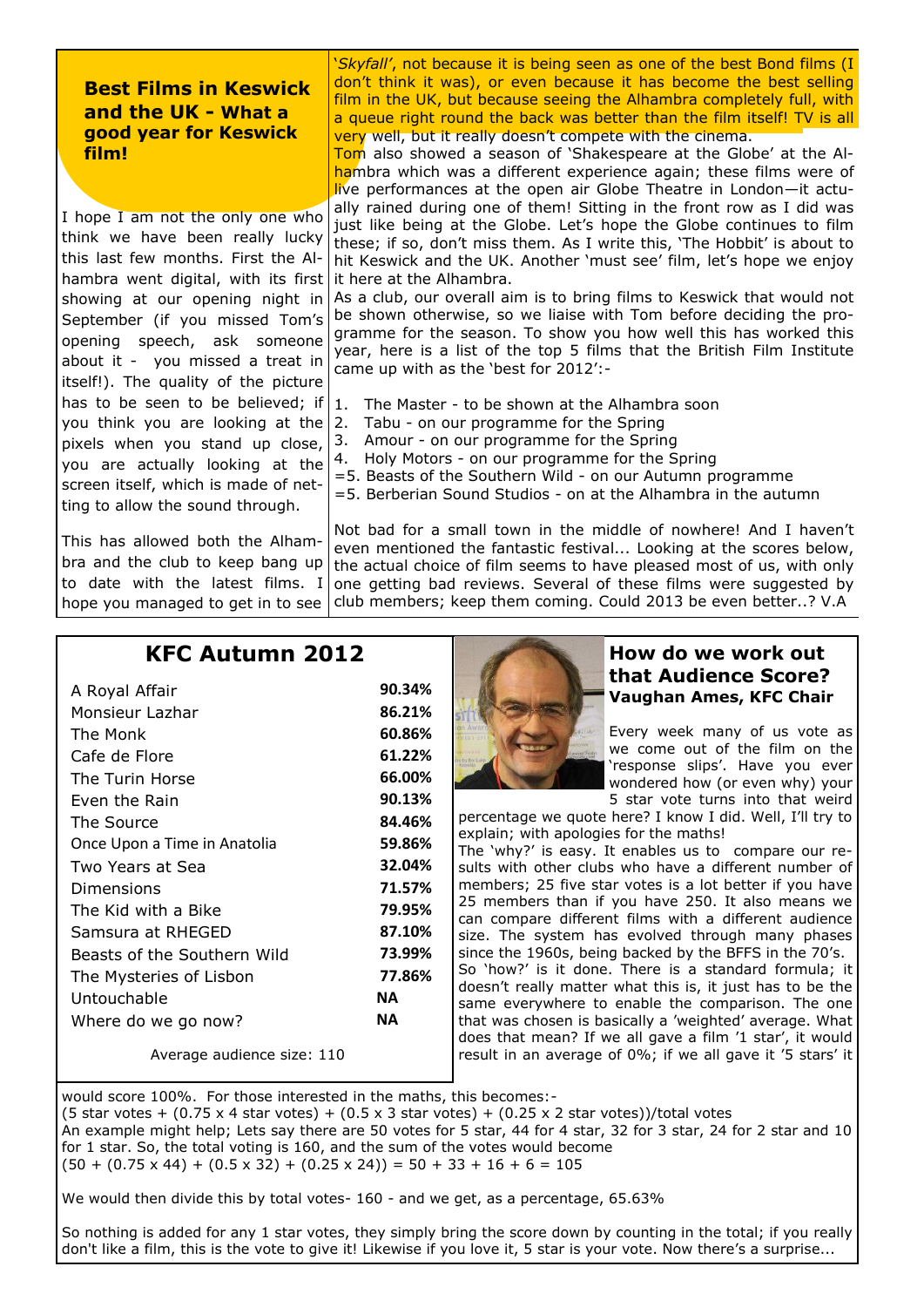## Best Films in Keswick and the UK - What a good year for Keswick film!

I hope I am not the only one who think we have been really lucky this last few months. First the Alhambra went digital, with its first showing at our opening night in September (if you missed Tom's opening speech, ask someone about it - you missed a treat in itself!). The quality of the picture has to be seen to be believed; if you think you are looking at the pixels when you stand up close, you are actually looking at the screen itself, which is made of netting to allow the sound through.

This has allowed both the Alhambra and the club to keep bang up to date with the latest films. I hope you managed to get in to see '*Skyfall*', not because it is being seen as one of the best Bond films (I don't think it was), or even because it has become the best selling film in the UK, but because seeing the Alhambra completely full, with a queue right round the back was better than the film itself! TV is all very well, but it really doesn't compete with the cinema.

Tom also showed a season of 'Shakespeare at the Globe' at the Alhambra which was a different experience again; these films were of live performances at the open air Globe Theatre in London—it actually rained during one of them! Sitting in the front row as I did was just like being at the Globe. Let's hope the Globe continues to film these; if so, don't miss them. As I write this, 'The Hobbit' is about to hit Keswick and the UK. Another 'must see' film, let's hope we enjoy it here at the Alhambra.

As a club, our overall aim is to bring films to Keswick that would not be shown otherwise, so we liaise with Tom before deciding the programme for the season. To show you how well this has worked this year, here is a list of the top 5 films that the British Film Institute came up with as the 'best for 2012':-

1. The Master - to be shown at the Alhambra soon
2. Tabu - on our programme for the Spring
3. Amour - on our programme for the Spring
4. Holy Motors - on our programme for the Spring

=5. Beasts of the Southern Wild - on our Autumn programme
=5. Berberian Sound Studios - on at the Alhambra in the autumn

Not bad for a small town in the middle of nowhere! And I haven't even mentioned the fantastic festival... Looking at the scores below, the actual choice of film seems to have pleased most of us, with only one getting bad reviews. Several of these films were suggested by club members; keep them coming. Could 2013 be even better..? V.A

## KFC Autumn 2012

| | |
|---|---|
| A Royal Affair | 90.34% |
| Monsieur Lazhar | 86.21% |
| The Monk | 60.86% |
| Cafe de Flore | 61.22% |
| The Turin Horse | 66.00% |
| Even the Rain | 90.13% |
| The Source | 84.46% |
| Once Upon a Time in Anatolia | 59.86% |
| Two Years at Sea | 32.04% |
| Dimensions | 71.57% |
| The Kid with a Bike | 79.95% |
| Samsura at RHEGED | 87.10% |
| Beasts of the Southern Wild | 73.99% |
| The Mysteries of Lisbon | 77.86% |
| Untouchable | NA |
| Where do we go now? | NA |

Average audience size: 110

## How do we work out that Audience Score?

**Vaughan Ames, KFC Chair**

Every week many of us vote as we come out of the film on the 'response slips'. Have you ever wondered how (or even why) your 5 star vote turns into that weird percentage we quote here? I know I did. Well, I'll try to explain; with apologies for the maths!

The 'why?' is easy. It enables us to compare our results with other clubs who have a different number of members; 25 five star votes is a lot better if you have 25 members than if you have 250. It also means we can compare different films with a different audience size. The system has evolved through many phases since the 1960s, being backed by the BFFS in the 70's.

So 'how?' is it done. There is a standard formula; it doesn't really matter what this is, it just has to be the same everywhere to enable the comparison. The one that was chosen is basically a 'weighted' average. What does that mean? If we all gave a film '1 star', it would result in an average of 0%; if we all gave it '5 stars' it would score 100%. For those interested in the maths, this becomes:-

(5 star votes + (0.75 x 4 star votes) + (0.5 x 3 star votes) + (0.25 x 2 star votes))/total votes

An example might help; Lets say there are 50 votes for 5 star, 44 for 4 star, 32 for 3 star, 24 for 2 star and 10 for 1 star. So, the total voting is 160, and the sum of the votes would become

(50 + (0.75 x 44) + (0.5 x 32) + (0.25 x 24)) = 50 + 33 + 16 + 6 = 105

We would then divide this by total votes- 160 - and we get, as a percentage, 65.63%

So nothing is added for any 1 star votes, they simply bring the score down by counting in the total; if you really don't like a film, this is the vote to give it! Likewise if you love it, 5 star is your vote. Now there's a surprise...